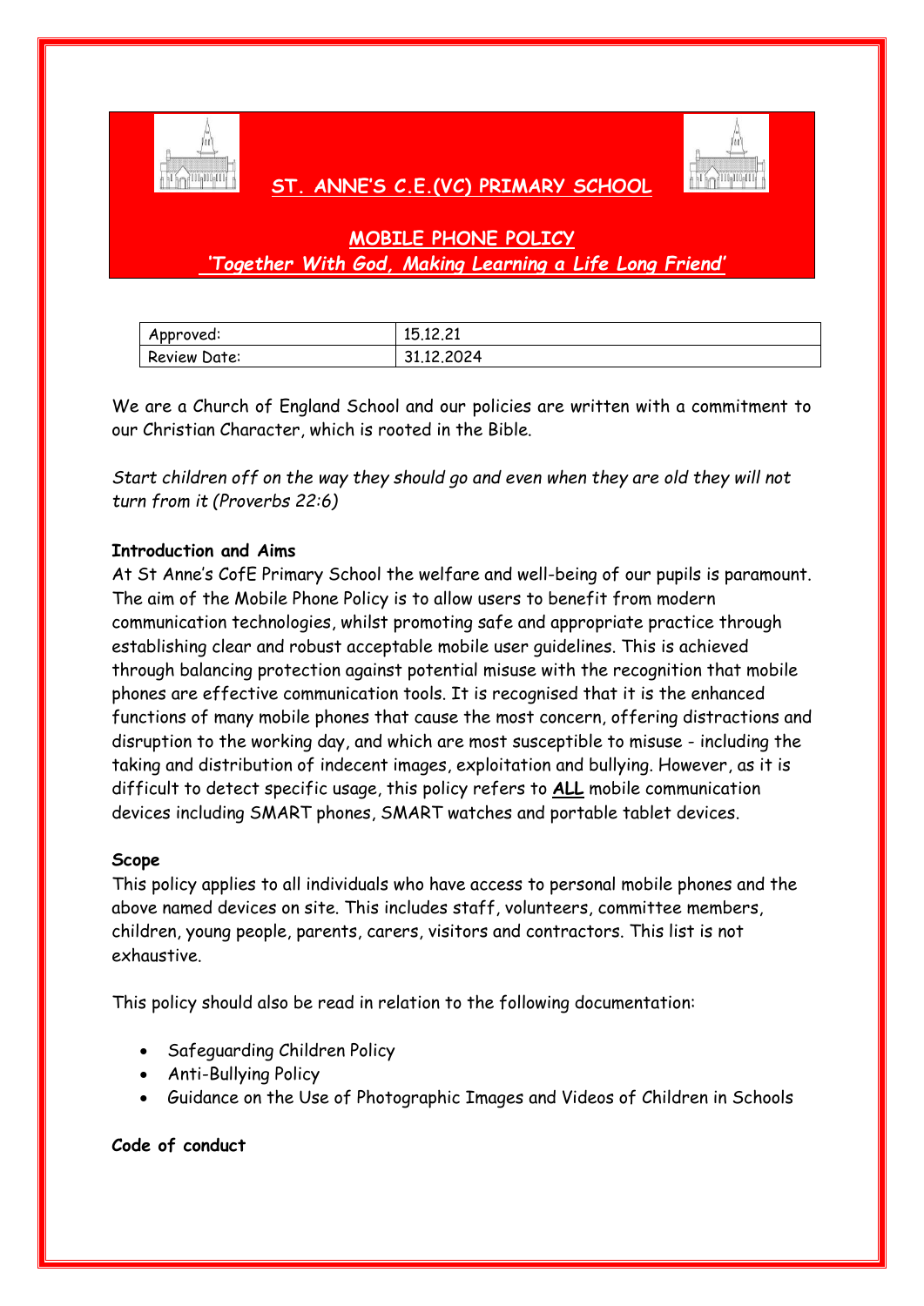# ST. ANNE'S C.E.(VC) PRIMARY SCHOOL

## MOBILE PHONE POLICY

*'Together With God, Making Learning a Life Long Friend'*

| Approved: | 15.12.21 |
|---|---|
| Review Date: | 31.12.2024 |

We are a Church of England School and our policies are written with a commitment to our Christian Character, which is rooted in the Bible.

*Start children off on the way they should go and even when they are old they will not turn from it (Proverbs 22:6)*

**Introduction and Aims**

At St Anne's CofE Primary School the welfare and well-being of our pupils is paramount. The aim of the Mobile Phone Policy is to allow users to benefit from modern communication technologies, whilst promoting safe and appropriate practice through establishing clear and robust acceptable mobile user guidelines. This is achieved through balancing protection against potential misuse with the recognition that mobile phones are effective communication tools. It is recognised that it is the enhanced functions of many mobile phones that cause the most concern, offering distractions and disruption to the working day, and which are most susceptible to misuse - including the taking and distribution of indecent images, exploitation and bullying. However, as it is difficult to detect specific usage, this policy refers to **ALL** mobile communication devices including SMART phones, SMART watches and portable tablet devices.

**Scope**

This policy applies to all individuals who have access to personal mobile phones and the above named devices on site. This includes staff, volunteers, committee members, children, young people, parents, carers, visitors and contractors. This list is not exhaustive.

This policy should also be read in relation to the following documentation:

- Safeguarding Children Policy
- Anti-Bullying Policy
- Guidance on the Use of Photographic Images and Videos of Children in Schools

**Code of conduct**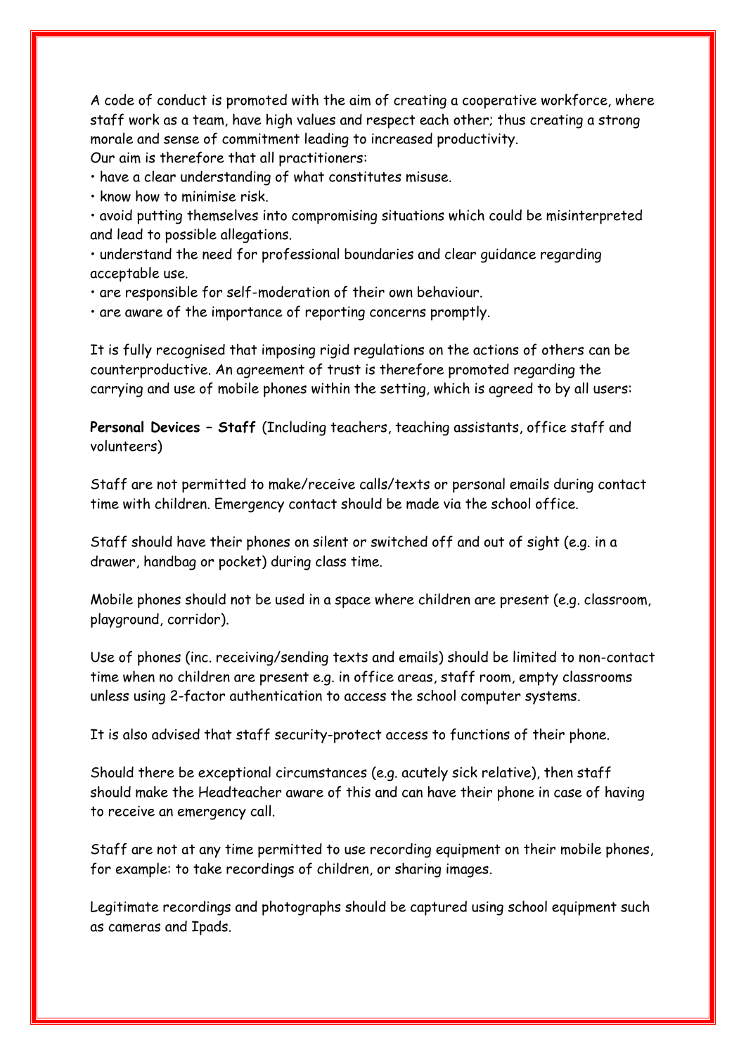A code of conduct is promoted with the aim of creating a cooperative workforce, where staff work as a team, have high values and respect each other; thus creating a strong morale and sense of commitment leading to increased productivity.

Our aim is therefore that all practitioners:

- have a clear understanding of what constitutes misuse.
- know how to minimise risk.
- avoid putting themselves into compromising situations which could be misinterpreted and lead to possible allegations.
- understand the need for professional boundaries and clear guidance regarding acceptable use.
- are responsible for self-moderation of their own behaviour.
- are aware of the importance of reporting concerns promptly.

It is fully recognised that imposing rigid regulations on the actions of others can be counterproductive. An agreement of trust is therefore promoted regarding the carrying and use of mobile phones within the setting, which is agreed to by all users:

**Personal Devices – Staff** (Including teachers, teaching assistants, office staff and volunteers)

Staff are not permitted to make/receive calls/texts or personal emails during contact time with children. Emergency contact should be made via the school office.

Staff should have their phones on silent or switched off and out of sight (e.g. in a drawer, handbag or pocket) during class time.

Mobile phones should not be used in a space where children are present (e.g. classroom, playground, corridor).

Use of phones (inc. receiving/sending texts and emails) should be limited to non-contact time when no children are present e.g. in office areas, staff room, empty classrooms unless using 2-factor authentication to access the school computer systems.

It is also advised that staff security-protect access to functions of their phone.

Should there be exceptional circumstances (e.g. acutely sick relative), then staff should make the Headteacher aware of this and can have their phone in case of having to receive an emergency call.

Staff are not at any time permitted to use recording equipment on their mobile phones, for example: to take recordings of children, or sharing images.

Legitimate recordings and photographs should be captured using school equipment such as cameras and Ipads.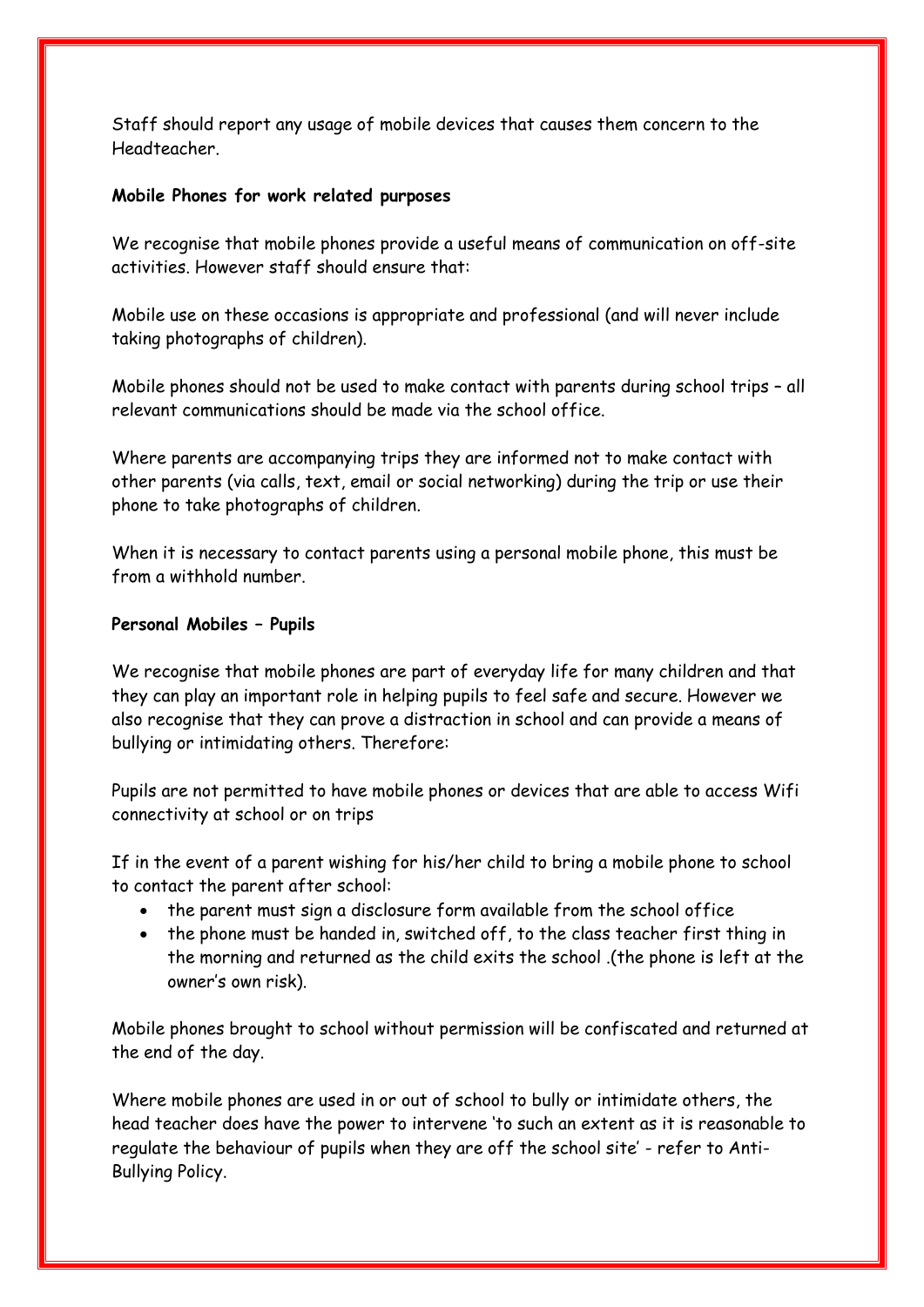Staff should report any usage of mobile devices that causes them concern to the Headteacher.

**Mobile Phones for work related purposes**

We recognise that mobile phones provide a useful means of communication on off-site activities. However staff should ensure that:

Mobile use on these occasions is appropriate and professional (and will never include taking photographs of children).

Mobile phones should not be used to make contact with parents during school trips – all relevant communications should be made via the school office.

Where parents are accompanying trips they are informed not to make contact with other parents (via calls, text, email or social networking) during the trip or use their phone to take photographs of children.

When it is necessary to contact parents using a personal mobile phone, this must be from a withhold number.

**Personal Mobiles – Pupils**

We recognise that mobile phones are part of everyday life for many children and that they can play an important role in helping pupils to feel safe and secure. However we also recognise that they can prove a distraction in school and can provide a means of bullying or intimidating others. Therefore:

Pupils are not permitted to have mobile phones or devices that are able to access Wifi connectivity at school or on trips

If in the event of a parent wishing for his/her child to bring a mobile phone to school to contact the parent after school:

- the parent must sign a disclosure form available from the school office
- the phone must be handed in, switched off, to the class teacher first thing in the morning and returned as the child exits the school .(the phone is left at the owner's own risk).

Mobile phones brought to school without permission will be confiscated and returned at the end of the day.

Where mobile phones are used in or out of school to bully or intimidate others, the head teacher does have the power to intervene 'to such an extent as it is reasonable to regulate the behaviour of pupils when they are off the school site' - refer to Anti-Bullying Policy.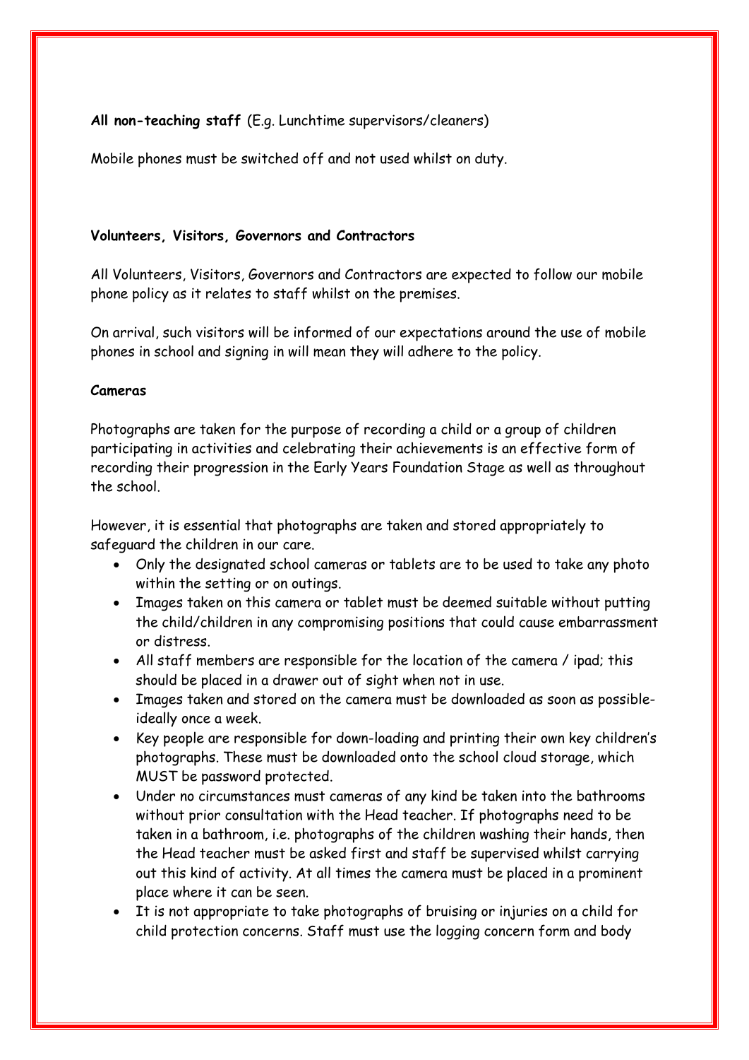**All non-teaching staff** (E.g. Lunchtime supervisors/cleaners)

Mobile phones must be switched off and not used whilst on duty.

**Volunteers, Visitors, Governors and Contractors**

All Volunteers, Visitors, Governors and Contractors are expected to follow our mobile phone policy as it relates to staff whilst on the premises.

On arrival, such visitors will be informed of our expectations around the use of mobile phones in school and signing in will mean they will adhere to the policy.

**Cameras**

Photographs are taken for the purpose of recording a child or a group of children participating in activities and celebrating their achievements is an effective form of recording their progression in the Early Years Foundation Stage as well as throughout the school.

However, it is essential that photographs are taken and stored appropriately to safeguard the children in our care.

- Only the designated school cameras or tablets are to be used to take any photo within the setting or on outings.
- Images taken on this camera or tablet must be deemed suitable without putting the child/children in any compromising positions that could cause embarrassment or distress.
- All staff members are responsible for the location of the camera / ipad; this should be placed in a drawer out of sight when not in use.
- Images taken and stored on the camera must be downloaded as soon as possible- ideally once a week.
- Key people are responsible for down-loading and printing their own key children's photographs. These must be downloaded onto the school cloud storage, which MUST be password protected.
- Under no circumstances must cameras of any kind be taken into the bathrooms without prior consultation with the Head teacher. If photographs need to be taken in a bathroom, i.e. photographs of the children washing their hands, then the Head teacher must be asked first and staff be supervised whilst carrying out this kind of activity. At all times the camera must be placed in a prominent place where it can be seen.
- It is not appropriate to take photographs of bruising or injuries on a child for child protection concerns. Staff must use the logging concern form and body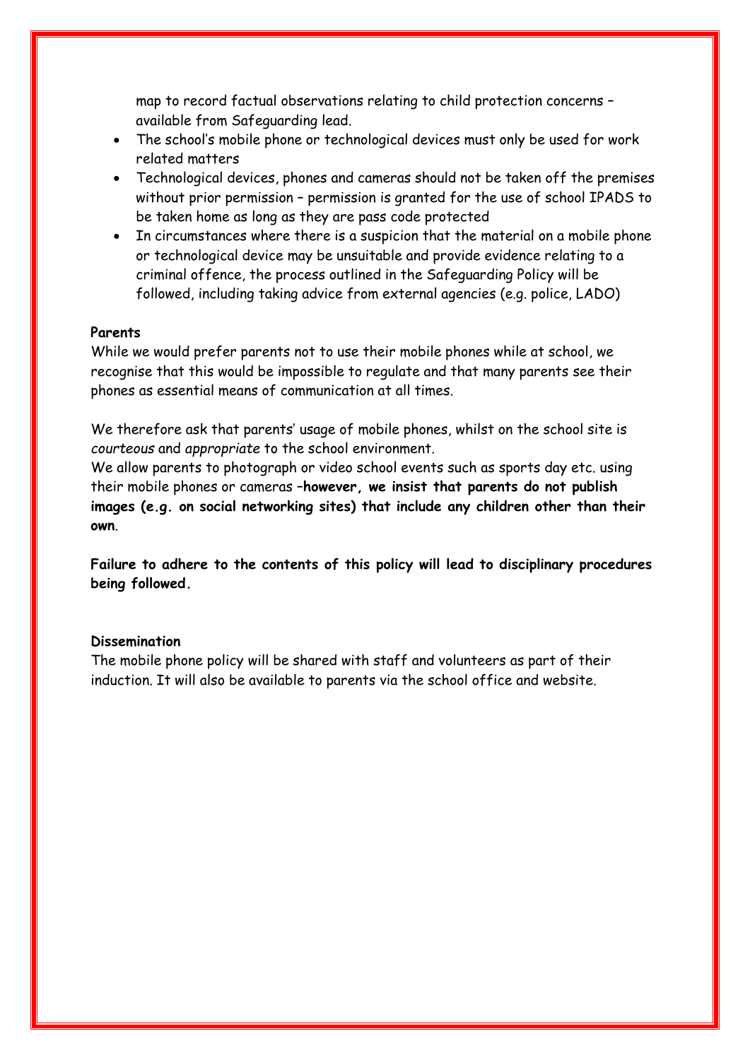map to record factual observations relating to child protection concerns – available from Safeguarding lead.

- The school's mobile phone or technological devices must only be used for work related matters
- Technological devices, phones and cameras should not be taken off the premises without prior permission – permission is granted for the use of school IPADS to be taken home as long as they are pass code protected
- In circumstances where there is a suspicion that the material on a mobile phone or technological device may be unsuitable and provide evidence relating to a criminal offence, the process outlined in the Safeguarding Policy will be followed, including taking advice from external agencies (e.g. police, LADO)

**Parents**

While we would prefer parents not to use their mobile phones while at school, we recognise that this would be impossible to regulate and that many parents see their phones as essential means of communication at all times.

We therefore ask that parents' usage of mobile phones, whilst on the school site is *courteous* and *appropriate* to the school environment.

We allow parents to photograph or video school events such as sports day etc. using their mobile phones or cameras –**however, we insist that parents do not publish images (e.g. on social networking sites) that include any children other than their own**.

**Failure to adhere to the contents of this policy will lead to disciplinary procedures being followed.**

**Dissemination**

The mobile phone policy will be shared with staff and volunteers as part of their induction. It will also be available to parents via the school office and website.